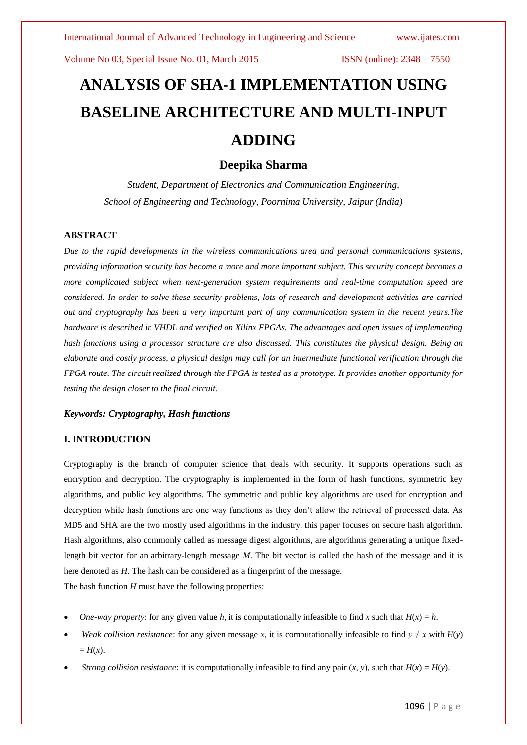# ANALYSIS OF SHA-1 IMPLEMENTATION USING BASELINE ARCHITECTURE AND MULTI-INPUT ADDING

## Deepika Sharma

*Student, Department of Electronics and Communication Engineering, School of Engineering and Technology, Poornima University, Jaipur (India)*

### ABSTRACT

*Due to the rapid developments in the wireless communications area and personal communications systems, providing information security has become a more and more important subject. This security concept becomes a more complicated subject when next-generation system requirements and real-time computation speed are considered. In order to solve these security problems, lots of research and development activities are carried out and cryptography has been a very important part of any communication system in the recent years.The hardware is described in VHDL and verified on Xilinx FPGAs. The advantages and open issues of implementing hash functions using a processor structure are also discussed. This constitutes the physical design. Being an elaborate and costly process, a physical design may call for an intermediate functional verification through the FPGA route. The circuit realized through the FPGA is tested as a prototype. It provides another opportunity for testing the design closer to the final circuit.*

***Keywords: Cryptography, Hash functions***

### I. INTRODUCTION

Cryptography is the branch of computer science that deals with security. It supports operations such as encryption and decryption. The cryptography is implemented in the form of hash functions, symmetric key algorithms, and public key algorithms. The symmetric and public key algorithms are used for encryption and decryption while hash functions are one way functions as they don't allow the retrieval of processed data. As MD5 and SHA are the two mostly used algorithms in the industry, this paper focuses on secure hash algorithm. Hash algorithms, also commonly called as message digest algorithms, are algorithms generating a unique fixed-length bit vector for an arbitrary-length message $M$. The bit vector is called the hash of the message and it is here denoted as $H$. The hash can be considered as a fingerprint of the message.

The hash function $H$ must have the following properties:

- *One-way property*: for any given value $h$, it is computationally infeasible to find $x$ such that $H(x) = h$.
- *Weak collision resistance*: for any given message $x$, it is computationally infeasible to find $y \neq x$ with $H(y) = H(x)$.
- *Strong collision resistance*: it is computationally infeasible to find any pair $(x, y)$, such that $H(x) = H(y)$.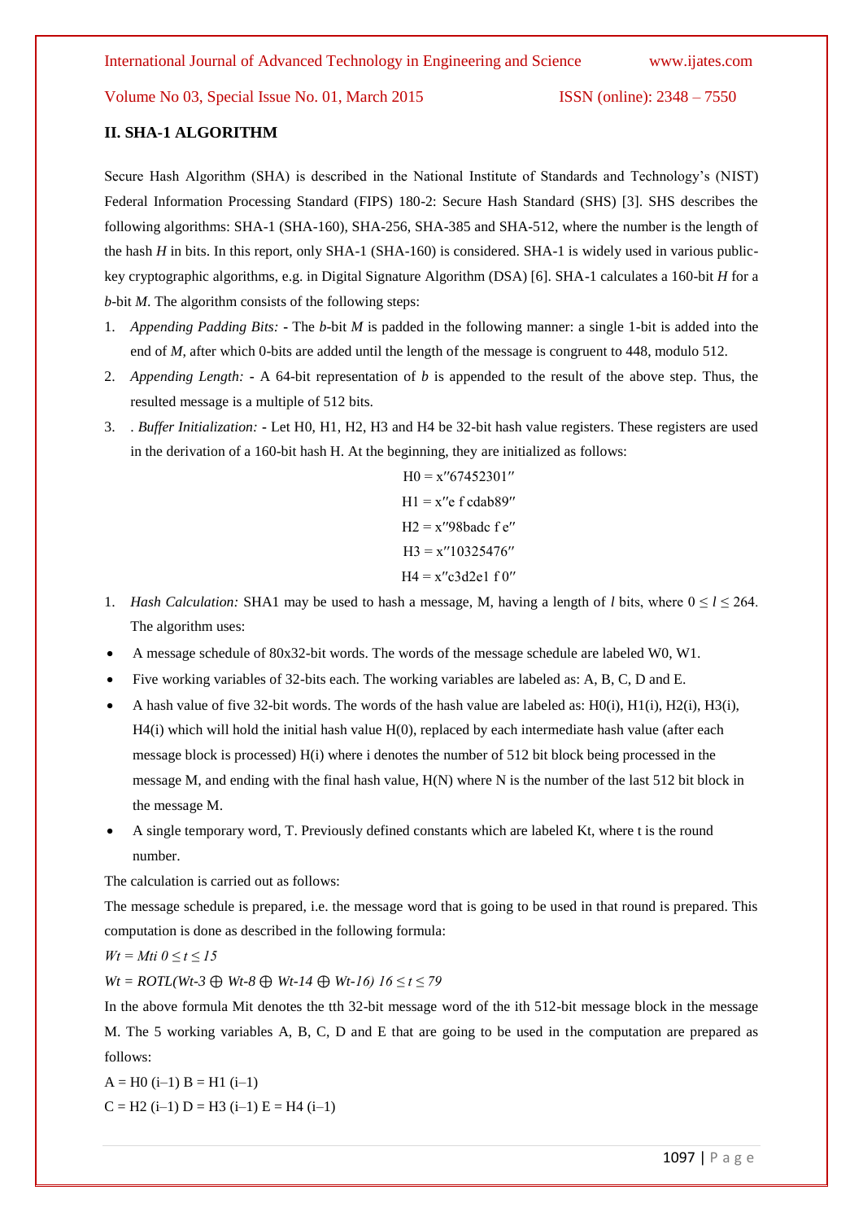## II. SHA-1 ALGORITHM

Secure Hash Algorithm (SHA) is described in the National Institute of Standards and Technology's (NIST) Federal Information Processing Standard (FIPS) 180-2: Secure Hash Standard (SHS) [3]. SHS describes the following algorithms: SHA-1 (SHA-160), SHA-256, SHA-385 and SHA-512, where the number is the length of the hash *H* in bits. In this report, only SHA-1 (SHA-160) is considered. SHA-1 is widely used in various public-key cryptographic algorithms, e.g. in Digital Signature Algorithm (DSA) [6]. SHA-1 calculates a 160-bit *H* for a *b*-bit *M*. The algorithm consists of the following steps:

1. *Appending Padding Bits:* - The *b*-bit *M* is padded in the following manner: a single 1-bit is added into the end of *M*, after which 0-bits are added until the length of the message is congruent to 448, modulo 512.
2. *Appending Length:* - A 64-bit representation of *b* is appended to the result of the above step. Thus, the resulted message is a multiple of 512 bits.
3. . *Buffer Initialization:* - Let H0, H1, H2, H3 and H4 be 32-bit hash value registers. These registers are used in the derivation of a 160-bit hash H. At the beginning, they are initialized as follows:

H0 = x″67452301″

H1 = x″e f cdab89″

H2 = x″98badc f e″

H3 = x″10325476″

H4 = x″c3d2e1 f 0″

1. *Hash Calculation:* SHA1 may be used to hash a message, M, having a length of *l* bits, where $0 \leq l \leq 264$. The algorithm uses:

- A message schedule of 80x32-bit words. The words of the message schedule are labeled W0, W1.
- Five working variables of 32-bits each. The working variables are labeled as: A, B, C, D and E.
- A hash value of five 32-bit words. The words of the hash value are labeled as: H0(i), H1(i), H2(i), H3(i), H4(i) which will hold the initial hash value H(0), replaced by each intermediate hash value (after each message block is processed) H(i) where i denotes the number of 512 bit block being processed in the message M, and ending with the final hash value, H(N) where N is the number of the last 512 bit block in the message M.
- A single temporary word, T. Previously defined constants which are labeled Kt, where t is the round number.

The calculation is carried out as follows:

The message schedule is prepared, i.e. the message word that is going to be used in that round is prepared. This computation is done as described in the following formula:

$W_t = M_{ti} \quad 0 \leq t \leq 15$

$W_t = ROTL(W_{t-3} \oplus W_{t-8} \oplus W_{t-14} \oplus W_{t-16}) \quad 16 \leq t \leq 79$

In the above formula Mit denotes the tth 32-bit message word of the ith 512-bit message block in the message M. The 5 working variables A, B, C, D and E that are going to be used in the computation are prepared as follows:

A = H0 (i–1) B = H1 (i–1)

C = H2 (i–1) D = H3 (i–1) E = H4 (i–1)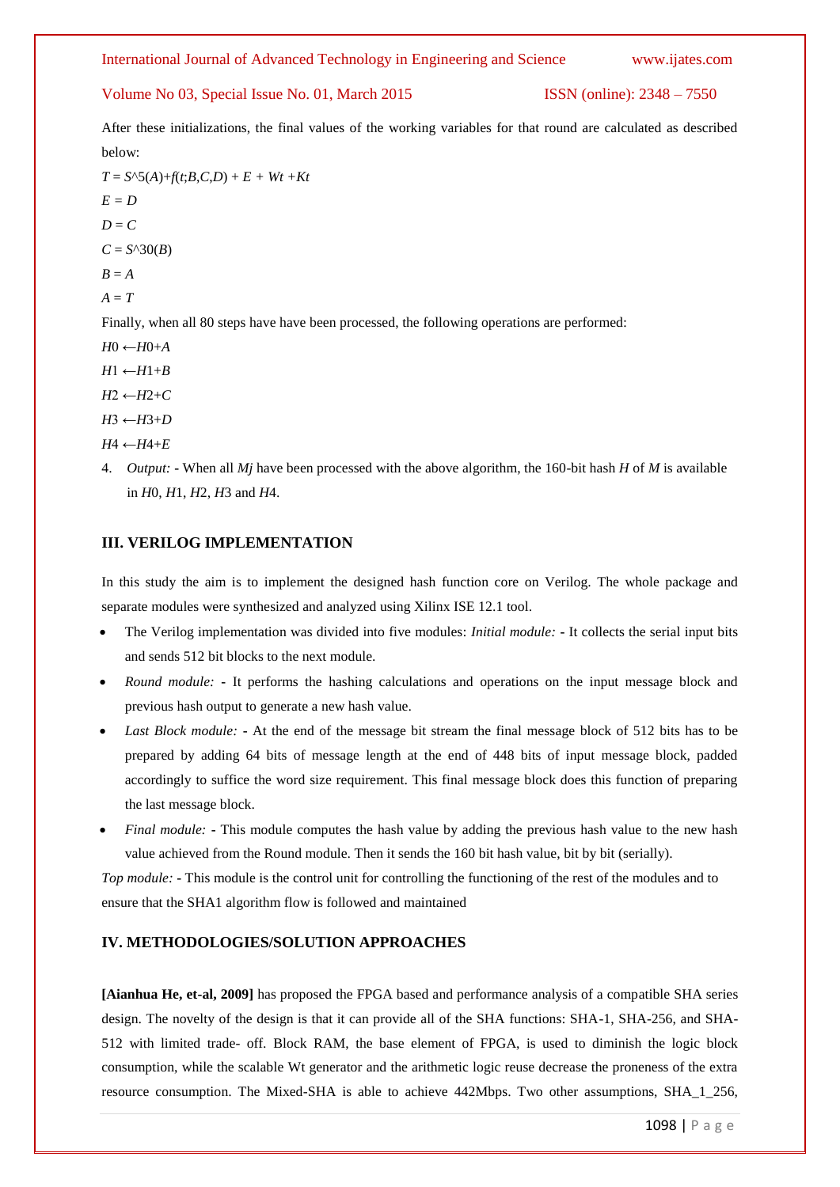After these initializations, the final values of the working variables for that round are calculated as described below:

$T = S^5(A)+f(t;B,C,D) + E + W_t + K_t$

$E = D$

$D = C$

$C = S^{30}(B)$

$B = A$

$A = T$

Finally, when all 80 steps have have been processed, the following operations are performed:

$H0 \leftarrow H0+A$

$H1 \leftarrow H1+B$

$H2 \leftarrow H2+C$

$H3 \leftarrow H3+D$

$H4 \leftarrow H4+E$

4. *Output:* - When all $M_j$ have been processed with the above algorithm, the 160-bit hash $H$ of $M$ is available in $H0$, $H1$, $H2$, $H3$ and $H4$.

## III. VERILOG IMPLEMENTATION

In this study the aim is to implement the designed hash function core on Verilog. The whole package and separate modules were synthesized and analyzed using Xilinx ISE 12.1 tool.

- The Verilog implementation was divided into five modules: *Initial module:* - It collects the serial input bits and sends 512 bit blocks to the next module.
- *Round module:* - It performs the hashing calculations and operations on the input message block and previous hash output to generate a new hash value.
- *Last Block module:* - At the end of the message bit stream the final message block of 512 bits has to be prepared by adding 64 bits of message length at the end of 448 bits of input message block, padded accordingly to suffice the word size requirement. This final message block does this function of preparing the last message block.
- *Final module:* - This module computes the hash value by adding the previous hash value to the new hash value achieved from the Round module. Then it sends the 160 bit hash value, bit by bit (serially).

*Top module:* - This module is the control unit for controlling the functioning of the rest of the modules and to ensure that the SHA1 algorithm flow is followed and maintained

## IV. METHODOLOGIES/SOLUTION APPROACHES

**[Aianhua He, et-al, 2009]** has proposed the FPGA based and performance analysis of a compatible SHA series design. The novelty of the design is that it can provide all of the SHA functions: SHA-1, SHA-256, and SHA-512 with limited trade- off. Block RAM, the base element of FPGA, is used to diminish the logic block consumption, while the scalable Wt generator and the arithmetic logic reuse decrease the proneness of the extra resource consumption. The Mixed-SHA is able to achieve 442Mbps. Two other assumptions, SHA_1_256,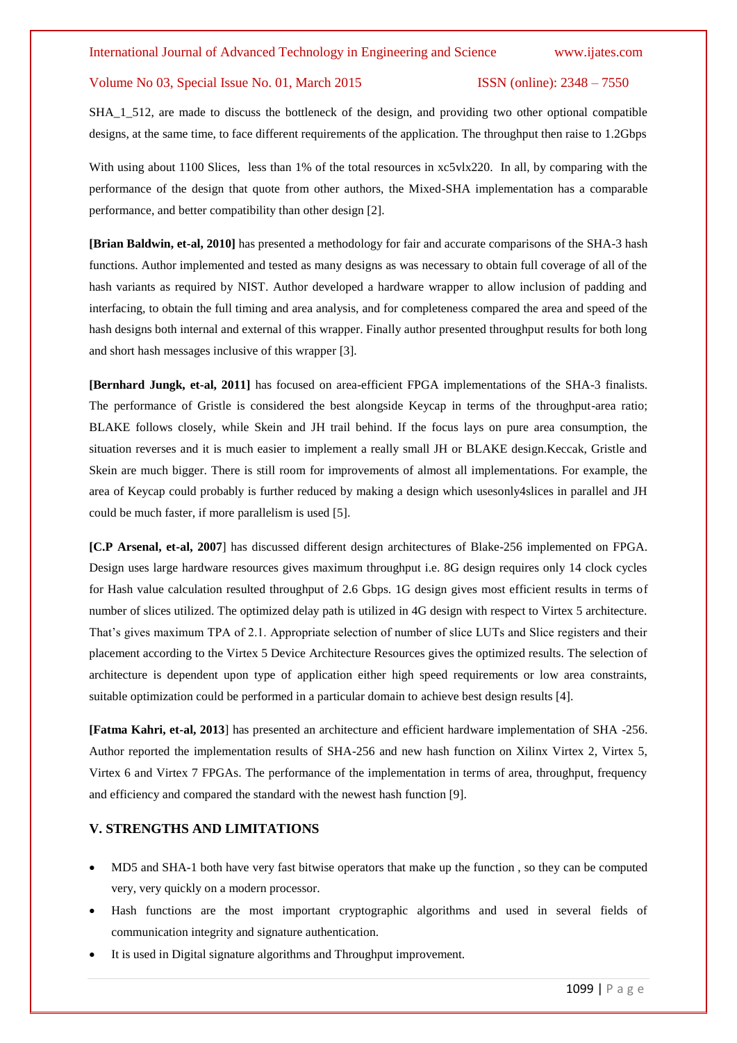SHA_1_512, are made to discuss the bottleneck of the design, and providing two other optional compatible designs, at the same time, to face different requirements of the application. The throughput then raise to 1.2Gbps

With using about 1100 Slices, less than 1% of the total resources in xc5vlx220. In all, by comparing with the performance of the design that quote from other authors, the Mixed-SHA implementation has a comparable performance, and better compatibility than other design [2].

**[Brian Baldwin, et-al, 2010]** has presented a methodology for fair and accurate comparisons of the SHA-3 hash functions. Author implemented and tested as many designs as was necessary to obtain full coverage of all of the hash variants as required by NIST. Author developed a hardware wrapper to allow inclusion of padding and interfacing, to obtain the full timing and area analysis, and for completeness compared the area and speed of the hash designs both internal and external of this wrapper. Finally author presented throughput results for both long and short hash messages inclusive of this wrapper [3].

**[Bernhard Jungk, et-al, 2011]** has focused on area-efficient FPGA implementations of the SHA-3 finalists. The performance of Gristle is considered the best alongside Keycap in terms of the throughput-area ratio; BLAKE follows closely, while Skein and JH trail behind. If the focus lays on pure area consumption, the situation reverses and it is much easier to implement a really small JH or BLAKE design.Keccak, Gristle and Skein are much bigger. There is still room for improvements of almost all implementations. For example, the area of Keycap could probably is further reduced by making a design which usesonly4slices in parallel and JH could be much faster, if more parallelism is used [5].

**[C.P Arsenal, et-al, 2007**] has discussed different design architectures of Blake-256 implemented on FPGA. Design uses large hardware resources gives maximum throughput i.e. 8G design requires only 14 clock cycles for Hash value calculation resulted throughput of 2.6 Gbps. 1G design gives most efficient results in terms of number of slices utilized. The optimized delay path is utilized in 4G design with respect to Virtex 5 architecture. That's gives maximum TPA of 2.1. Appropriate selection of number of slice LUTs and Slice registers and their placement according to the Virtex 5 Device Architecture Resources gives the optimized results. The selection of architecture is dependent upon type of application either high speed requirements or low area constraints, suitable optimization could be performed in a particular domain to achieve best design results [4].

**[Fatma Kahri, et-al, 2013**] has presented an architecture and efficient hardware implementation of SHA -256. Author reported the implementation results of SHA-256 and new hash function on Xilinx Virtex 2, Virtex 5, Virtex 6 and Virtex 7 FPGAs. The performance of the implementation in terms of area, throughput, frequency and efficiency and compared the standard with the newest hash function [9].

## V. STRENGTHS AND LIMITATIONS

- MD5 and SHA-1 both have very fast bitwise operators that make up the function , so they can be computed very, very quickly on a modern processor.
- Hash functions are the most important cryptographic algorithms and used in several fields of communication integrity and signature authentication.
- It is used in Digital signature algorithms and Throughput improvement.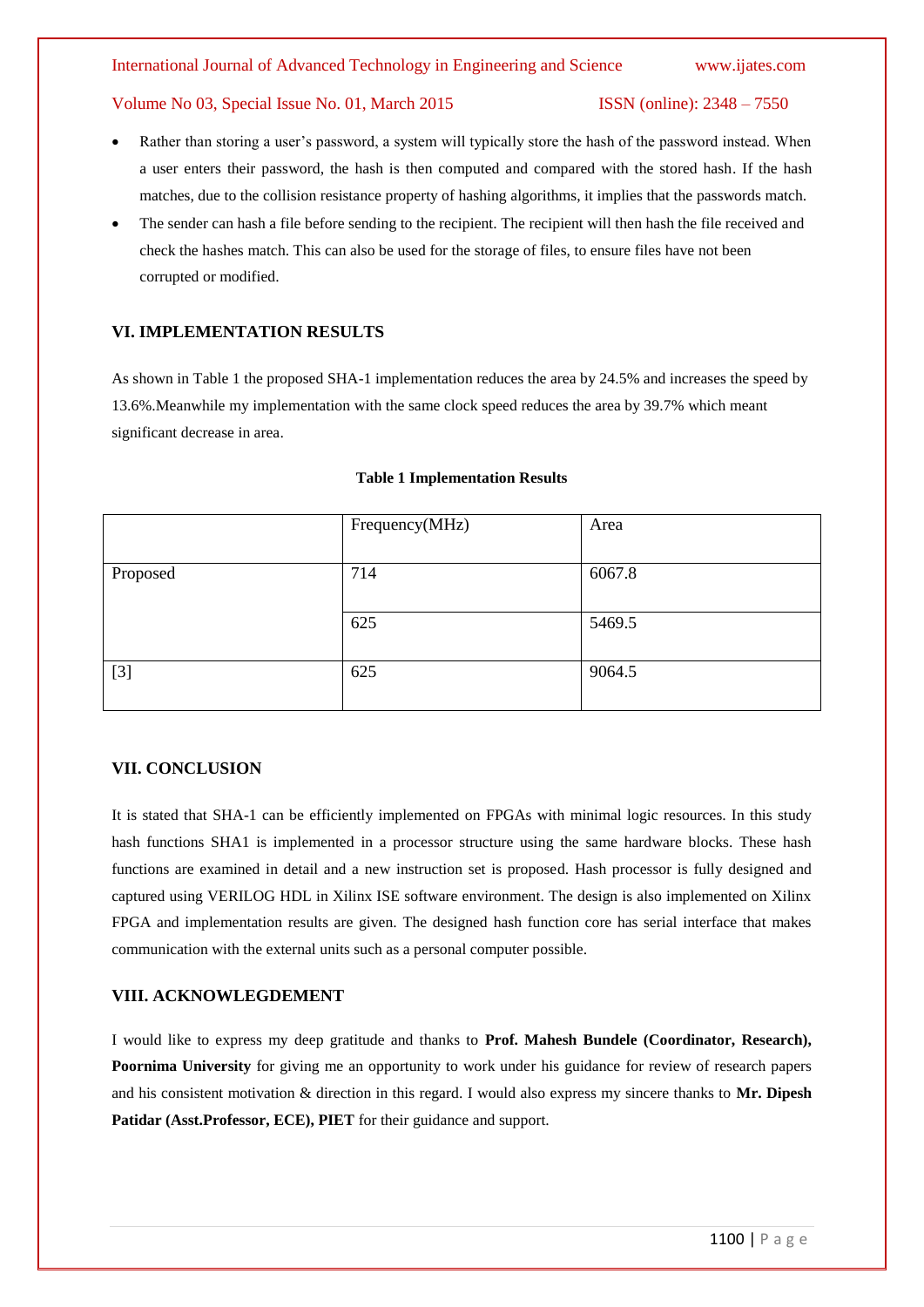- Rather than storing a user's password, a system will typically store the hash of the password instead. When a user enters their password, the hash is then computed and compared with the stored hash. If the hash matches, due to the collision resistance property of hashing algorithms, it implies that the passwords match.
- The sender can hash a file before sending to the recipient. The recipient will then hash the file received and check the hashes match. This can also be used for the storage of files, to ensure files have not been corrupted or modified.

## VI. IMPLEMENTATION RESULTS

As shown in Table 1 the proposed SHA-1 implementation reduces the area by 24.5% and increases the speed by 13.6%.Meanwhile my implementation with the same clock speed reduces the area by 39.7% which meant significant decrease in area.

**Table 1 Implementation Results**

| | Frequency(MHz) | Area |
|---|---|---|
| Proposed | 714 | 6067.8 |
| | 625 | 5469.5 |
| [3] | 625 | 9064.5 |

## VII. CONCLUSION

It is stated that SHA-1 can be efficiently implemented on FPGAs with minimal logic resources. In this study hash functions SHA1 is implemented in a processor structure using the same hardware blocks. These hash functions are examined in detail and a new instruction set is proposed. Hash processor is fully designed and captured using VERILOG HDL in Xilinx ISE software environment. The design is also implemented on Xilinx FPGA and implementation results are given. The designed hash function core has serial interface that makes communication with the external units such as a personal computer possible.

## VIII. ACKNOWLEDGEMENT

I would like to express my deep gratitude and thanks to **Prof. Mahesh Bundele (Coordinator, Research), Poornima University** for giving me an opportunity to work under his guidance for review of research papers and his consistent motivation & direction in this regard. I would also express my sincere thanks to **Mr. Dipesh Patidar (Asst.Professor, ECE), PIET** for their guidance and support.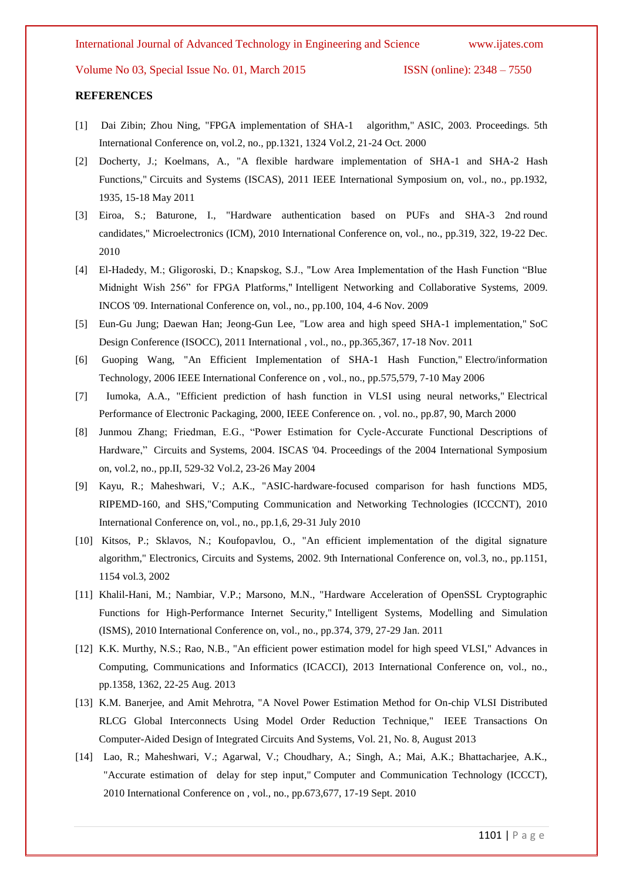## REFERENCES

[1] Dai Zibin; Zhou Ning, "FPGA implementation of SHA-1 algorithm," ASIC, 2003. Proceedings. 5th International Conference on, vol.2, no., pp.1321, 1324 Vol.2, 21-24 Oct. 2000

[2] Docherty, J.; Koelmans, A., "A flexible hardware implementation of SHA-1 and SHA-2 Hash Functions," Circuits and Systems (ISCAS), 2011 IEEE International Symposium on, vol., no., pp.1932, 1935, 15-18 May 2011

[3] Eiroa, S.; Baturone, I., "Hardware authentication based on PUFs and SHA-3 2nd round candidates," Microelectronics (ICM), 2010 International Conference on, vol., no., pp.319, 322, 19-22 Dec. 2010

[4] El-Hadedy, M.; Gligoroski, D.; Knapskog, S.J., "Low Area Implementation of the Hash Function "Blue Midnight Wish 256" for FPGA Platforms," Intelligent Networking and Collaborative Systems, 2009. INCOS '09. International Conference on, vol., no., pp.100, 104, 4-6 Nov. 2009

[5] Eun-Gu Jung; Daewan Han; Jeong-Gun Lee, "Low area and high speed SHA-1 implementation," SoC Design Conference (ISOCC), 2011 International , vol., no., pp.365,367, 17-18 Nov. 2011

[6] Guoping Wang, "An Efficient Implementation of SHA-1 Hash Function," Electro/information Technology, 2006 IEEE International Conference on , vol., no., pp.575,579, 7-10 May 2006

[7] Iumoka, A.A., "Efficient prediction of hash function in VLSI using neural networks," Electrical Performance of Electronic Packaging, 2000, IEEE Conference on. , vol. no., pp.87, 90, March 2000

[8] Junmou Zhang; Friedman, E.G., "Power Estimation for Cycle-Accurate Functional Descriptions of Hardware," Circuits and Systems, 2004. ISCAS '04. Proceedings of the 2004 International Symposium on, vol.2, no., pp.II, 529-32 Vol.2, 23-26 May 2004

[9] Kayu, R.; Maheshwari, V.; A.K., "ASIC-hardware-focused comparison for hash functions MD5, RIPEMD-160, and SHS,"Computing Communication and Networking Technologies (ICCCNT), 2010 International Conference on, vol., no., pp.1,6, 29-31 July 2010

[10] Kitsos, P.; Sklavos, N.; Koufopavlou, O., "An efficient implementation of the digital signature algorithm," Electronics, Circuits and Systems, 2002. 9th International Conference on, vol.3, no., pp.1151, 1154 vol.3, 2002

[11] Khalil-Hani, M.; Nambiar, V.P.; Marsono, M.N., "Hardware Acceleration of OpenSSL Cryptographic Functions for High-Performance Internet Security," Intelligent Systems, Modelling and Simulation (ISMS), 2010 International Conference on, vol., no., pp.374, 379, 27-29 Jan. 2011

[12] K.K. Murthy, N.S.; Rao, N.B., "An efficient power estimation model for high speed VLSI," Advances in Computing, Communications and Informatics (ICACCI), 2013 International Conference on, vol., no., pp.1358, 1362, 22-25 Aug. 2013

[13] K.M. Banerjee, and Amit Mehrotra, "A Novel Power Estimation Method for On-chip VLSI Distributed RLCG Global Interconnects Using Model Order Reduction Technique," IEEE Transactions On Computer-Aided Design of Integrated Circuits And Systems, Vol. 21, No. 8, August 2013

[14] Lao, R.; Maheshwari, V.; Agarwal, V.; Choudhary, A.; Singh, A.; Mai, A.K.; Bhattacharjee, A.K., "Accurate estimation of delay for step input," Computer and Communication Technology (ICCCT), 2010 International Conference on , vol., no., pp.673,677, 17-19 Sept. 2010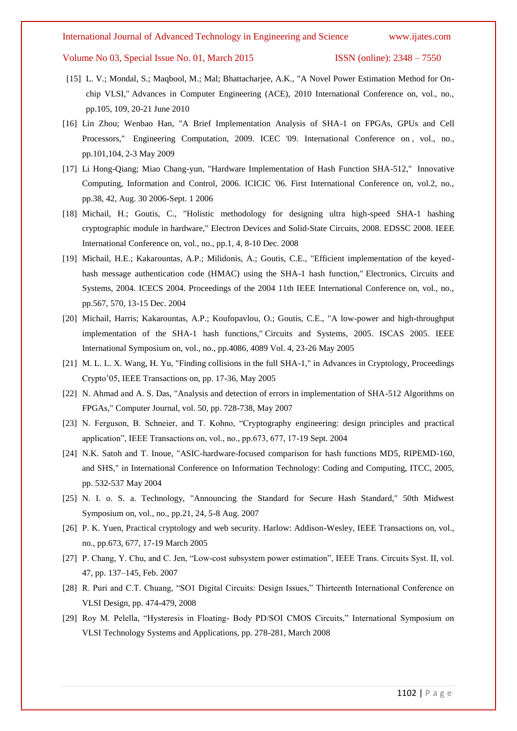[15] L. V.; Mondal, S.; Maqbool, M.; Mal; Bhattacharjee, A.K., "A Novel Power Estimation Method for On-chip VLSI," Advances in Computer Engineering (ACE), 2010 International Conference on, vol., no., pp.105, 109, 20-21 June 2010

[16] Lin Zhou; Wenbao Han, "A Brief Implementation Analysis of SHA-1 on FPGAs, GPUs and Cell Processors," Engineering Computation, 2009. ICEC '09. International Conference on , vol., no., pp.101,104, 2-3 May 2009

[17] Li Hong-Qiang; Miao Chang-yun, "Hardware Implementation of Hash Function SHA-512," Innovative Computing, Information and Control, 2006. ICICIC '06. First International Conference on, vol.2, no., pp.38, 42, Aug. 30 2006-Sept. 1 2006

[18] Michail, H.; Goutis, C., "Holistic methodology for designing ultra high-speed SHA-1 hashing cryptographic module in hardware," Electron Devices and Solid-State Circuits, 2008. EDSSC 2008. IEEE International Conference on, vol., no., pp.1, 4, 8-10 Dec. 2008

[19] Michail, H.E.; Kakarountas, A.P.; Milidonis, A.; Goutis, C.E., "Efficient implementation of the keyed-hash message authentication code (HMAC) using the SHA-1 hash function," Electronics, Circuits and Systems, 2004. ICECS 2004. Proceedings of the 2004 11th IEEE International Conference on, vol., no., pp.567, 570, 13-15 Dec. 2004

[20] Michail, Harris; Kakarountas, A.P.; Koufopavlou, O.; Goutis, C.E., "A low-power and high-throughput implementation of the SHA-1 hash functions," Circuits and Systems, 2005. ISCAS 2005. IEEE International Symposium on, vol., no., pp.4086, 4089 Vol. 4, 23-26 May 2005

[21] M. L. L. X. Wang, H. Yu, "Finding collisions in the full SHA-1," in Advances in Cryptology, Proceedings Crypto'05, IEEE Transactions on, pp. 17-36, May 2005

[22] N. Ahmad and A. S. Das, "Analysis and detection of errors in implementation of SHA-512 Algorithms on FPGAs," Computer Journal, vol. 50, pp. 728-738, May 2007

[23] N. Ferguson, B. Schneier, and T. Kohno, "Cryptography engineering: design principles and practical application", IEEE Transactions on, vol., no., pp.673, 677, 17-19 Sept. 2004

[24] N.K. Satoh and T. Inoue, "ASIC-hardware-focused comparison for hash functions MD5, RIPEMD-160, and SHS," in International Conference on Information Technology: Coding and Computing, ITCC, 2005, pp. 532-537 May 2004

[25] N. I. o. S. a. Technology, "Announcing the Standard for Secure Hash Standard," 50th Midwest Symposium on, vol., no., pp.21, 24, 5-8 Aug. 2007

[26] P. K. Yuen, Practical cryptology and web security. Harlow: Addison-Wesley, IEEE Transactions on, vol., no., pp.673, 677, 17-19 March 2005

[27] P. Chang, Y. Chu, and C. Jen, "Low-cost subsystem power estimation", IEEE Trans. Circuits Syst. II, vol. 47, pp. 137–145, Feb. 2007

[28] R. Puri and C.T. Chuang, "SO1 Digital Circuits: Design Issues," Thirteenth International Conference on VLSI Design, pp. 474-479, 2008

[29] Roy M. Pelella, "Hysteresis in Floating- Body PD/SOI CMOS Circuits," International Symposium on VLSI Technology Systems and Applications, pp. 278-281, March 2008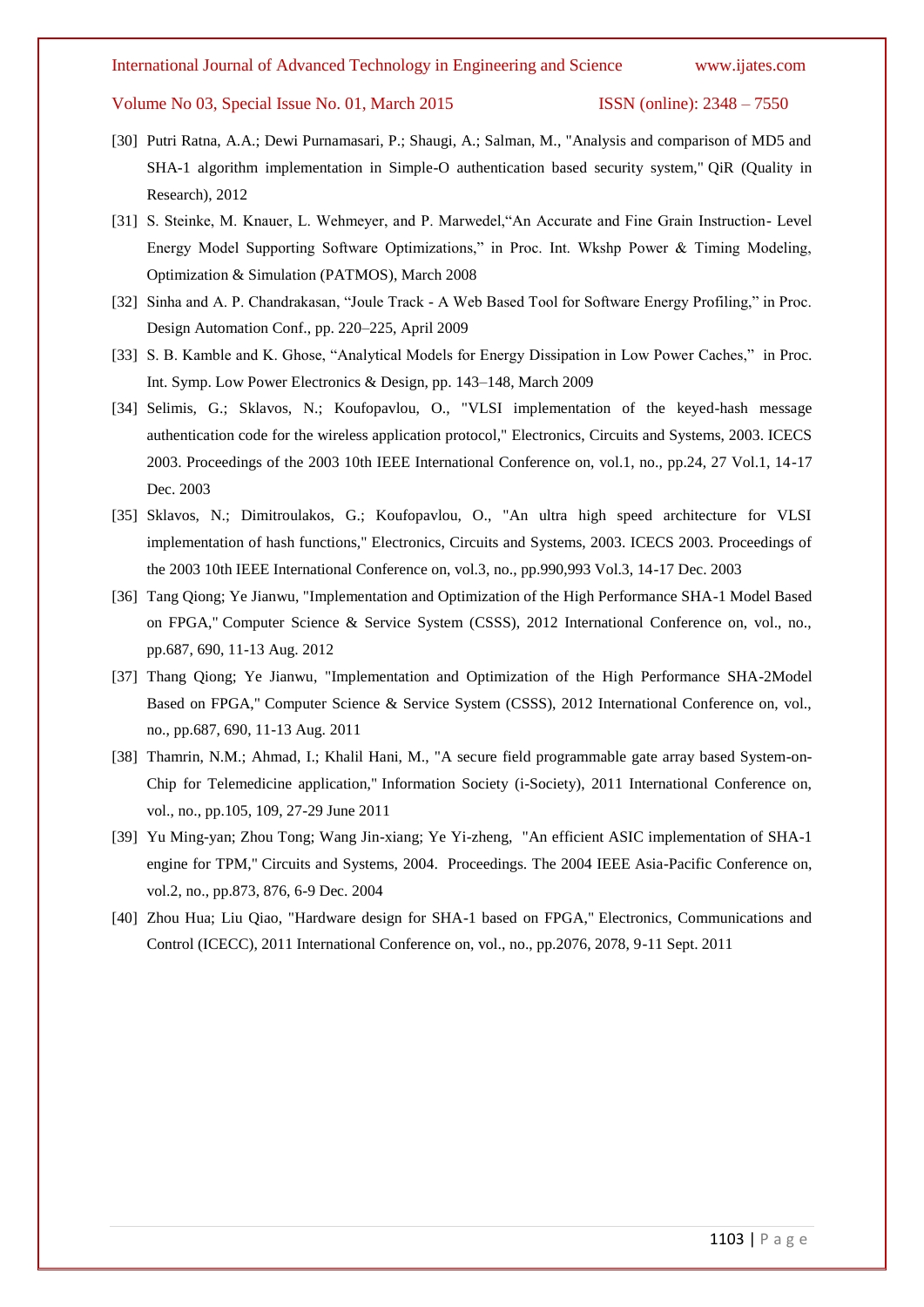[30] Putri Ratna, A.A.; Dewi Purnamasari, P.; Shaugi, A.; Salman, M., "Analysis and comparison of MD5 and SHA-1 algorithm implementation in Simple-O authentication based security system," QiR (Quality in Research), 2012

[31] S. Steinke, M. Knauer, L. Wehmeyer, and P. Marwedel,"An Accurate and Fine Grain Instruction- Level Energy Model Supporting Software Optimizations," in Proc. Int. Wkshp Power & Timing Modeling, Optimization & Simulation (PATMOS), March 2008

[32] Sinha and A. P. Chandrakasan, "Joule Track - A Web Based Tool for Software Energy Profiling," in Proc. Design Automation Conf., pp. 220–225, April 2009

[33] S. B. Kamble and K. Ghose, "Analytical Models for Energy Dissipation in Low Power Caches," in Proc. Int. Symp. Low Power Electronics & Design, pp. 143–148, March 2009

[34] Selimis, G.; Sklavos, N.; Koufopavlou, O., "VLSI implementation of the keyed-hash message authentication code for the wireless application protocol," Electronics, Circuits and Systems, 2003. ICECS 2003. Proceedings of the 2003 10th IEEE International Conference on, vol.1, no., pp.24, 27 Vol.1, 14-17 Dec. 2003

[35] Sklavos, N.; Dimitroulakos, G.; Koufopavlou, O., "An ultra high speed architecture for VLSI implementation of hash functions," Electronics, Circuits and Systems, 2003. ICECS 2003. Proceedings of the 2003 10th IEEE International Conference on, vol.3, no., pp.990,993 Vol.3, 14-17 Dec. 2003

[36] Tang Qiong; Ye Jianwu, "Implementation and Optimization of the High Performance SHA-1 Model Based on FPGA," Computer Science & Service System (CSSS), 2012 International Conference on, vol., no., pp.687, 690, 11-13 Aug. 2012

[37] Thang Qiong; Ye Jianwu, "Implementation and Optimization of the High Performance SHA-2Model Based on FPGA," Computer Science & Service System (CSSS), 2012 International Conference on, vol., no., pp.687, 690, 11-13 Aug. 2011

[38] Thamrin, N.M.; Ahmad, I.; Khalil Hani, M., "A secure field programmable gate array based System-on-Chip for Telemedicine application," Information Society (i-Society), 2011 International Conference on, vol., no., pp.105, 109, 27-29 June 2011

[39] Yu Ming-yan; Zhou Tong; Wang Jin-xiang; Ye Yi-zheng, "An efficient ASIC implementation of SHA-1 engine for TPM," Circuits and Systems, 2004. Proceedings. The 2004 IEEE Asia-Pacific Conference on, vol.2, no., pp.873, 876, 6-9 Dec. 2004

[40] Zhou Hua; Liu Qiao, "Hardware design for SHA-1 based on FPGA," Electronics, Communications and Control (ICECC), 2011 International Conference on, vol., no., pp.2076, 2078, 9-11 Sept. 2011